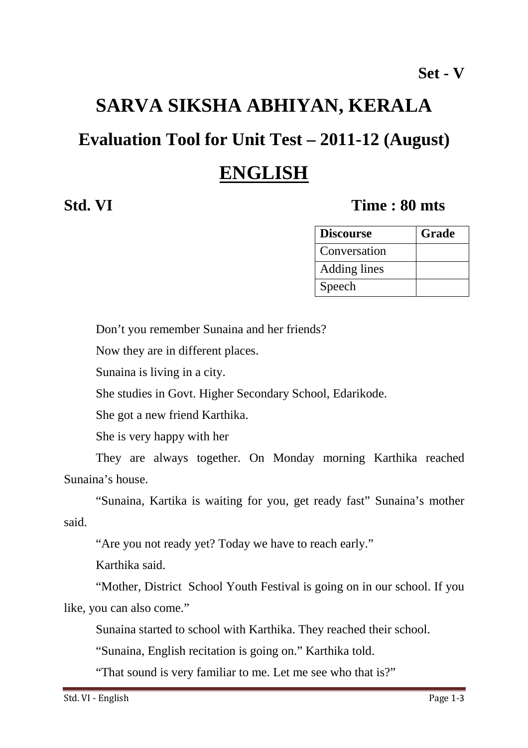**Set - V**

# SARVA SIKSHA ABHIYAN, KERALA

## Evaluation Tool for Unit Test – 2011-12 (August)

## ENGLISH

**Std. VI** **Time : 80 mts**

| Discourse | Grade |
| --- | --- |
| Conversation | |
| Adding lines | |
| Speech | |

Don't you remember Sunaina and her friends?

Now they are in different places.

Sunaina is living in a city.

She studies in Govt. Higher Secondary School, Edarikode.

She got a new friend Karthika.

She is very happy with her

They are always together. On Monday morning Karthika reached Sunaina's house.

"Sunaina, Kartika is waiting for you, get ready fast" Sunaina's mother said.

"Are you not ready yet? Today we have to reach early."

Karthika said.

"Mother, District School Youth Festival is going on in our school. If you like, you can also come."

Sunaina started to school with Karthika. They reached their school.

"Sunaina, English recitation is going on." Karthika told.

"That sound is very familiar to me. Let me see who that is?"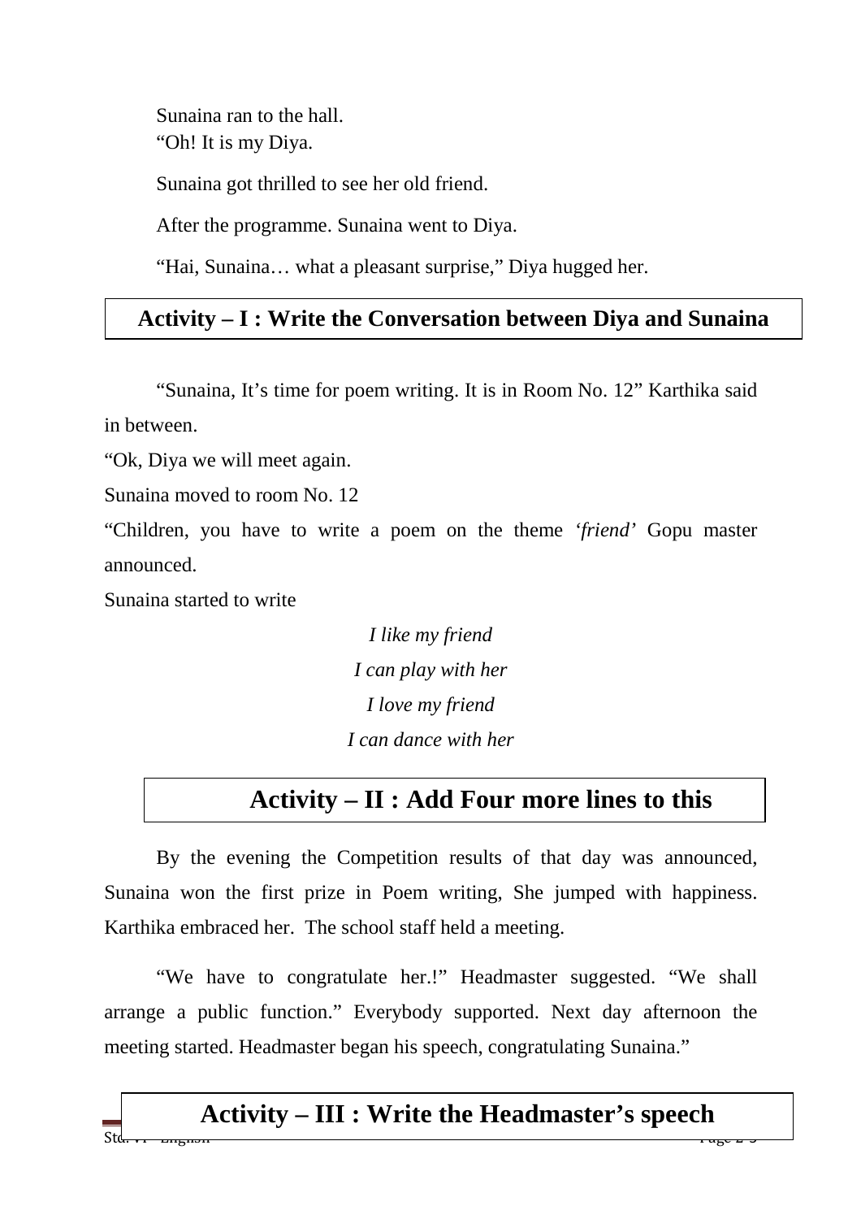Sunaina ran to the hall.

"Oh! It is my Diya.

Sunaina got thrilled to see her old friend.

After the programme. Sunaina went to Diya.

"Hai, Sunaina… what a pleasant surprise," Diya hugged her.

**Activity – I : Write the Conversation between Diya and Sunaina**

"Sunaina, It's time for poem writing. It is in Room No. 12" Karthika said in between.

"Ok, Diya we will meet again.

Sunaina moved to room No. 12

"Children, you have to write a poem on the theme '*friend*' Gopu master announced.

Sunaina started to write

*I like my friend*
*I can play with her*
*I love my friend*
*I can dance with her*

**Activity – II : Add Four more lines to this**

By the evening the Competition results of that day was announced, Sunaina won the first prize in Poem writing, She jumped with happiness. Karthika embraced her. The school staff held a meeting.

"We have to congratulate her.!" Headmaster suggested. "We shall arrange a public function." Everybody supported. Next day afternoon the meeting started. Headmaster began his speech, congratulating Sunaina."

**Activity – III : Write the Headmaster's speech**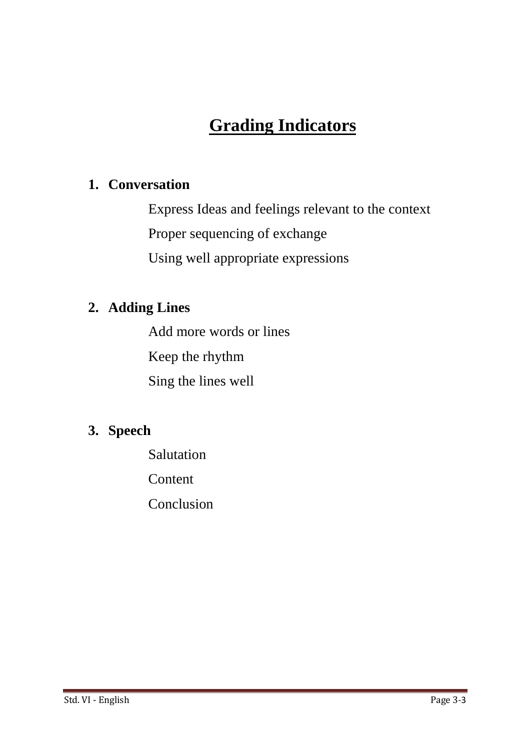# Grading Indicators

1. **Conversation**

    Express Ideas and feelings relevant to the context

    Proper sequencing of exchange

    Using well appropriate expressions

2. **Adding Lines**

    Add more words or lines

    Keep the rhythm

    Sing the lines well

3. **Speech**

    Salutation

    Content

    Conclusion